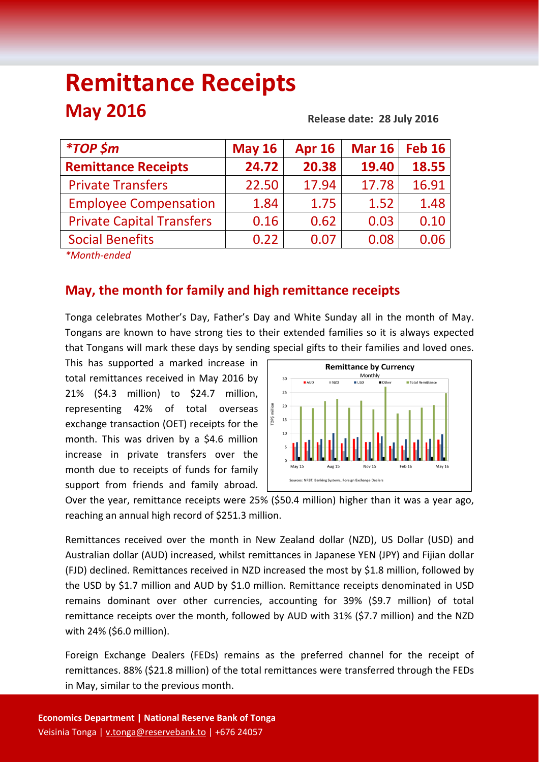# Remittance Receipts

## May 2016

**Release date: 28 July 2016**

| *TOP $m | May 16 | Apr 16 | Mar 16 | Feb 16 |
|---|---|---|---|---|
| **Remittance Receipts** | **24.72** | **20.38** | **19.40** | **18.55** |
| Private Transfers | 22.50 | 17.94 | 17.78 | 16.91 |
| Employee Compensation | 1.84 | 1.75 | 1.52 | 1.48 |
| Private Capital Transfers | 0.16 | 0.62 | 0.03 | 0.10 |
| Social Benefits | 0.22 | 0.07 | 0.08 | 0.06 |

*Month-ended*

## May, the month for family and high remittance receipts

Tonga celebrates Mother's Day, Father's Day and White Sunday all in the month of May. Tongans are known to have strong ties to their extended families so it is always expected that Tongans will mark these days by sending special gifts to their families and loved ones. This has supported a marked increase in total remittances received in May 2016 by 21% ($4.3 million) to $24.7 million, representing 42% of total overseas exchange transaction (OET) receipts for the month. This was driven by a $4.6 million increase in private transfers over the month due to receipts of funds for family support from friends and family abroad. Over the year, remittance receipts were 25% ($50.4 million) higher than it was a year ago, reaching an annual high record of $251.3 million.

Remittances received over the month in New Zealand dollar (NZD), US Dollar (USD) and Australian dollar (AUD) increased, whilst remittances in Japanese YEN (JPY) and Fijian dollar (FJD) declined. Remittances received in NZD increased the most by $1.8 million, followed by the USD by $1.7 million and AUD by $1.0 million. Remittance receipts denominated in USD remains dominant over other currencies, accounting for 39% ($9.7 million) of total remittance receipts over the month, followed by AUD with 31% ($7.7 million) and the NZD with 24% ($6.0 million).

Foreign Exchange Dealers (FEDs) remains as the preferred channel for the receipt of remittances. 88% ($21.8 million) of the total remittances were transferred through the FEDs in May, similar to the previous month.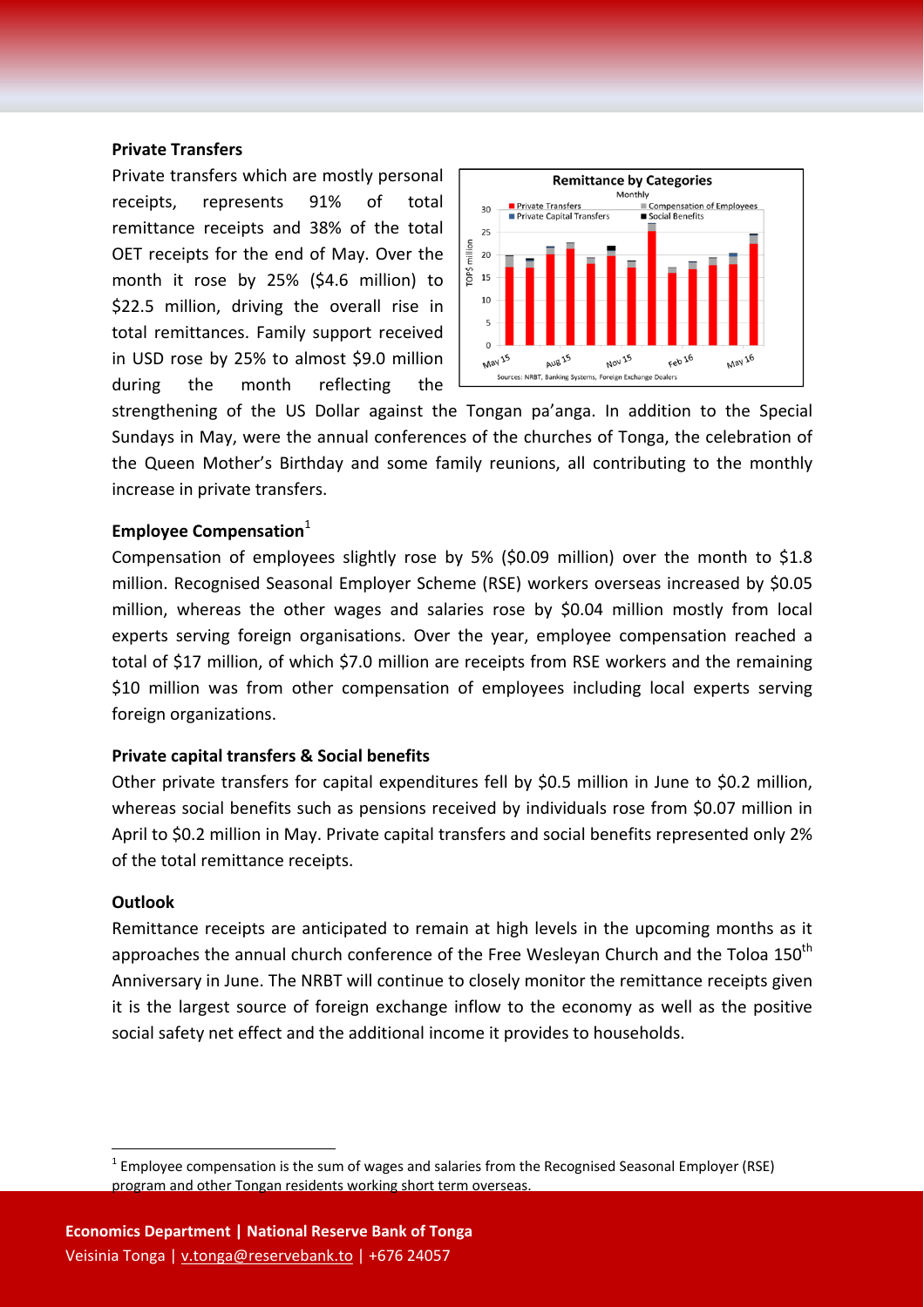### Private Transfers

Private transfers which are mostly personal receipts, represents 91% of total remittance receipts and 38% of the total OET receipts for the end of May. Over the month it rose by 25% ($4.6 million) to $22.5 million, driving the overall rise in total remittances. Family support received in USD rose by 25% to almost $9.0 million during the month reflecting the strengthening of the US Dollar against the Tongan pa'anga. In addition to the Special Sundays in May, were the annual conferences of the churches of Tonga, the celebration of the Queen Mother's Birthday and some family reunions, all contributing to the monthly increase in private transfers.

### Employee Compensation[1]

Compensation of employees slightly rose by 5% ($0.09 million) over the month to $1.8 million. Recognised Seasonal Employer Scheme (RSE) workers overseas increased by $0.05 million, whereas the other wages and salaries rose by $0.04 million mostly from local experts serving foreign organisations. Over the year, employee compensation reached a total of $17 million, of which $7.0 million are receipts from RSE workers and the remaining $10 million was from other compensation of employees including local experts serving foreign organizations.

### Private capital transfers & Social benefits

Other private transfers for capital expenditures fell by $0.5 million in June to $0.2 million, whereas social benefits such as pensions received by individuals rose from $0.07 million in April to $0.2 million in May. Private capital transfers and social benefits represented only 2% of the total remittance receipts.

### Outlook

Remittance receipts are anticipated to remain at high levels in the upcoming months as it approaches the annual church conference of the Free Wesleyan Church and the Toloa 150th Anniversary in June. The NRBT will continue to closely monitor the remittance receipts given it is the largest source of foreign exchange inflow to the economy as well as the positive social safety net effect and the additional income it provides to households.

[1] Employee compensation is the sum of wages and salaries from the Recognised Seasonal Employer (RSE) program and other Tongan residents working short term overseas.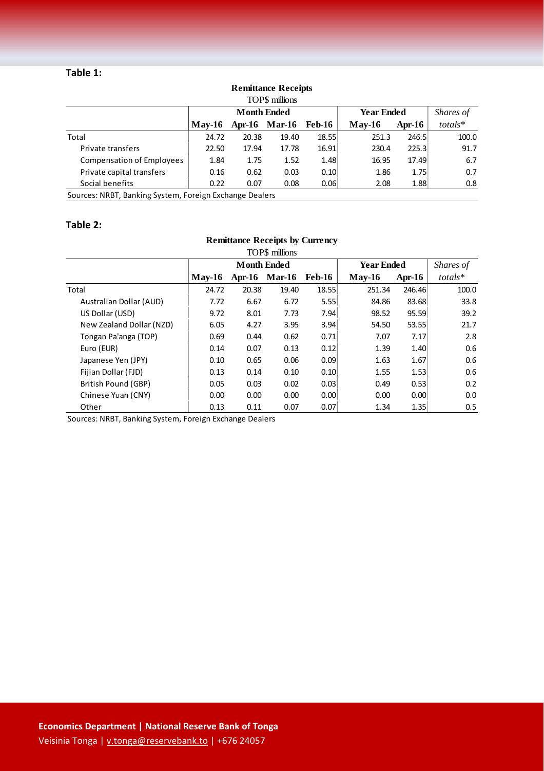**Table 1:**

**Remittance Receipts**

TOP$ millions

| | Month Ended | | | | Year Ended | | *Shares of* |
|---|---|---|---|---|---|---|---|
| | **May-16** | **Apr-16** | **Mar-16** | **Feb-16** | **May-16** | **Apr-16** | *totals** |
| Total | 24.72 | 20.38 | 19.40 | 18.55 | 251.3 | 246.5 | 100.0 |
| Private transfers | 22.50 | 17.94 | 17.78 | 16.91 | 230.4 | 225.3 | 91.7 |
| Compensation of Employees | 1.84 | 1.75 | 1.52 | 1.48 | 16.95 | 17.49 | 6.7 |
| Private capital transfers | 0.16 | 0.62 | 0.03 | 0.10 | 1.86 | 1.75 | 0.7 |
| Social benefits | 0.22 | 0.07 | 0.08 | 0.06 | 2.08 | 1.88 | 0.8 |

Sources: NRBT, Banking System, Foreign Exchange Dealers

**Table 2:**

**Remittance Receipts by Currency**

TOP$ millions

| | Month Ended | | | | Year Ended | | *Shares of* |
|---|---|---|---|---|---|---|---|
| | **May-16** | **Apr-16** | **Mar-16** | **Feb-16** | **May-16** | **Apr-16** | *totals** |
| Total | 24.72 | 20.38 | 19.40 | 18.55 | 251.34 | 246.46 | 100.0 |
| Australian Dollar (AUD) | 7.72 | 6.67 | 6.72 | 5.55 | 84.86 | 83.68 | 33.8 |
| US Dollar (USD) | 9.72 | 8.01 | 7.73 | 7.94 | 98.52 | 95.59 | 39.2 |
| New Zealand Dollar (NZD) | 6.05 | 4.27 | 3.95 | 3.94 | 54.50 | 53.55 | 21.7 |
| Tongan Pa'anga (TOP) | 0.69 | 0.44 | 0.62 | 0.71 | 7.07 | 7.17 | 2.8 |
| Euro (EUR) | 0.14 | 0.07 | 0.13 | 0.12 | 1.39 | 1.40 | 0.6 |
| Japanese Yen (JPY) | 0.10 | 0.65 | 0.06 | 0.09 | 1.63 | 1.67 | 0.6 |
| Fijian Dollar (FJD) | 0.13 | 0.14 | 0.10 | 0.10 | 1.55 | 1.53 | 0.6 |
| British Pound (GBP) | 0.05 | 0.03 | 0.02 | 0.03 | 0.49 | 0.53 | 0.2 |
| Chinese Yuan (CNY) | 0.00 | 0.00 | 0.00 | 0.00 | 0.00 | 0.00 | 0.0 |
| Other | 0.13 | 0.11 | 0.07 | 0.07 | 1.34 | 1.35 | 0.5 |

Sources: NRBT, Banking System, Foreign Exchange Dealers

**Economics Department | National Reserve Bank of Tonga**

Veisinia Tonga | v.tonga@reservebank.to | +676 24057